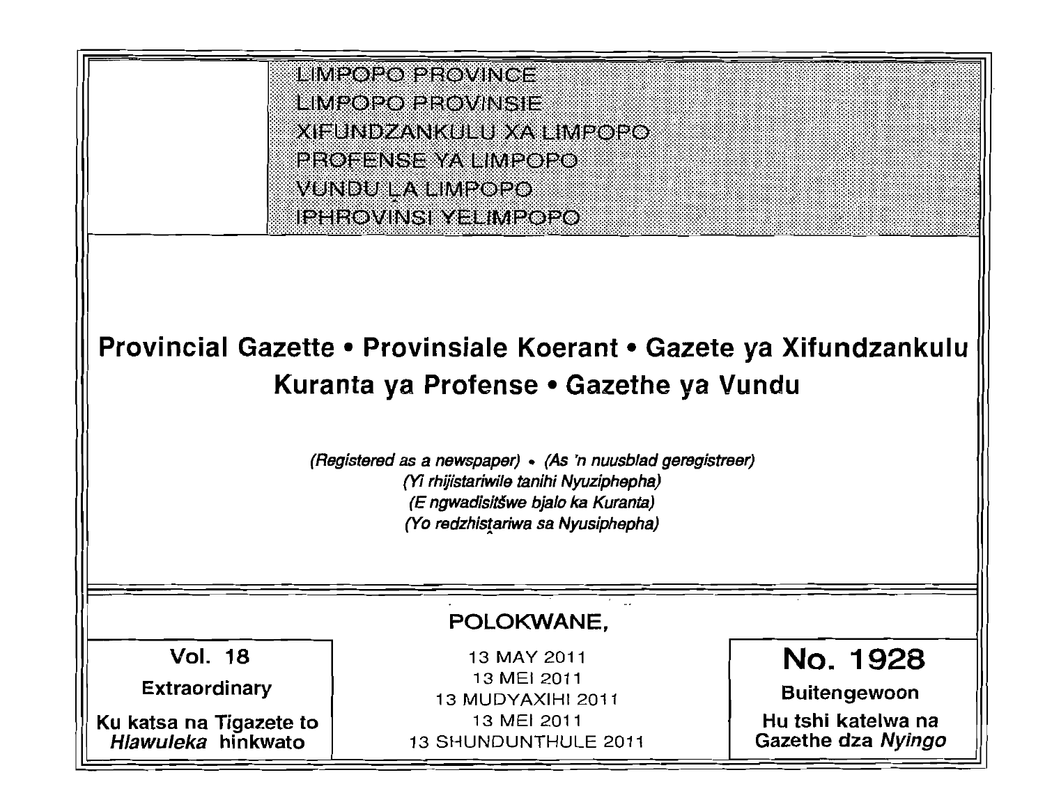LIMPOPO PROVINCE
LIMPOPO PROVINSIE
XIFUNDZANKULU XA LIMPOPO
PROFENSE YA LIMPOPO
VUNDU LA LIMPOPO
IPHROVINSI YELIMPOPO

# Provincial Gazette • Provinsiale Koerant • Gazete ya Xifundzankulu Kuranta ya Profense • Gazethe ya Vundu

*(Registered as a newspaper)* • *(As 'n nuusblad geregistreer)*
*(Yi rhijistariwile tanihi Nyuziphepha)*
*(E ngwadisitšwe bjalo ka Kuranta)*
*(Yo redzhistariwa sa Nyusiphepha)*

POLOKWANE,

**Vol. 18**

**Extraordinary**

**Ku katsa na Tigazete to *Hlawuleka* hinkwato**

13 MAY 2011
13 MEI 2011
13 MUDYAXIHI 2011
13 MEI 2011
13 SHUNDUNTHULE 2011

**No. 1928**

**Buitengewoon**

**Hu tshi katelwa na Gazethe dza *Nyingo***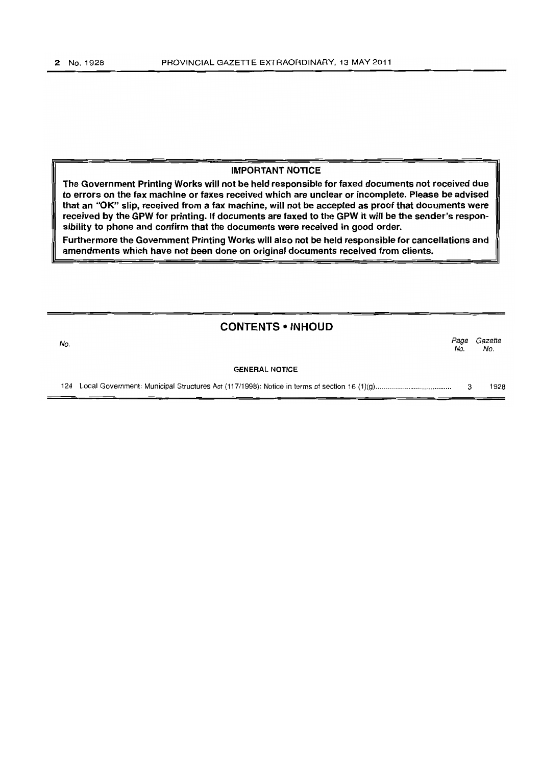**IMPORTANT NOTICE**

**The Government Printing Works will not be held responsible for faxed documents not received due to errors on the fax machine or faxes received which are unclear or incomplete. Please be advised that an "OK" slip, received from a fax machine, will not be accepted as proof that documents were received by the GPW for printing. If documents are faxed to the GPW it will be the sender's responsibility to phone and confirm that the documents were received in good order.**

**Furthermore the Government Printing Works will also not be held responsible for cancellations and amendments which have not been done on original documents received from clients.**

## CONTENTS • INHOUD

| No. | | Page No. | Gazette No. |
|---|---|---|---|
| | GENERAL NOTICE | | |
| 124 | Local Government: Municipal Structures Act (117/1998): Notice in terms of section 16 (1)(g) | 3 | 1928 |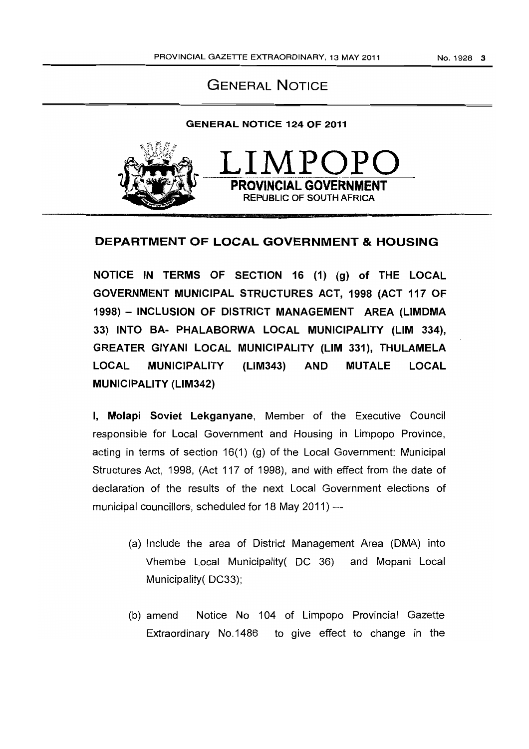# GENERAL NOTICE

**GENERAL NOTICE 124 OF 2011**

**LIMPOPO**
**PROVINCIAL GOVERNMENT**
REPUBLIC OF SOUTH AFRICA

## DEPARTMENT OF LOCAL GOVERNMENT & HOUSING

**NOTICE IN TERMS OF SECTION 16 (1) (g) of THE LOCAL GOVERNMENT MUNICIPAL STRUCTURES ACT, 1998 (ACT 117 OF 1998) – INCLUSION OF DISTRICT MANAGEMENT AREA (LIMDMA 33) INTO BA- PHALABORWA LOCAL MUNICIPALITY (LIM 334), GREATER GIYANI LOCAL MUNICIPALITY (LIM 331), THULAMELA LOCAL MUNICIPALITY (LIM343) AND MUTALE LOCAL MUNICIPALITY (LIM342)**

I, **Molapi Soviet Lekganyane**, Member of the Executive Council responsible for Local Government and Housing in Limpopo Province, acting in terms of section 16(1) (g) of the Local Government: Municipal Structures Act, 1998, (Act 117 of 1998), and with effect from the date of declaration of the results of the next Local Government elections of municipal councillors, scheduled for 18 May 2011) —

(a) Include the area of District Management Area (DMA) into Vhembe Local Municipality( DC 36) and Mopani Local Municipality( DC33);

(b) amend Notice No 104 of Limpopo Provincial Gazette Extraordinary No.1486 to give effect to change in the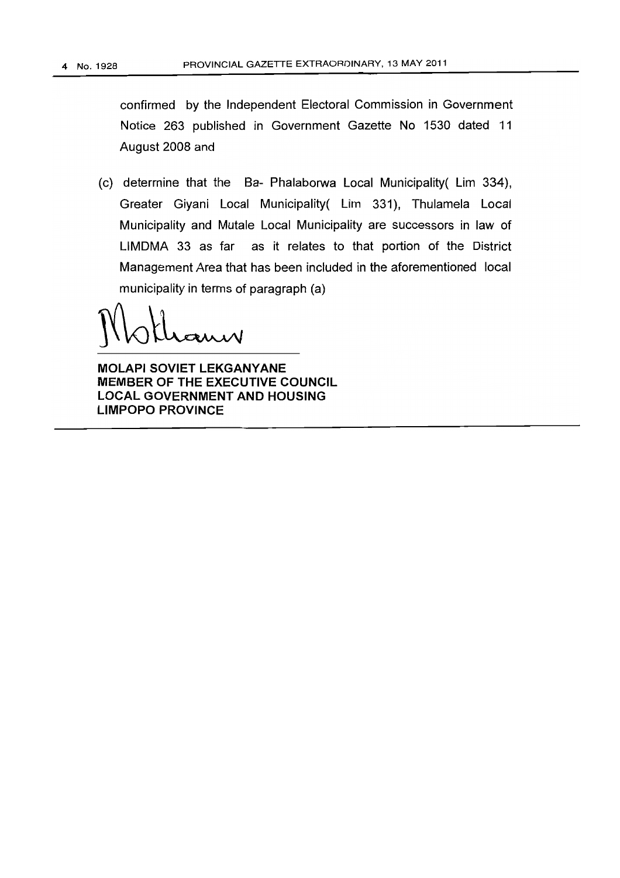confirmed by the Independent Electoral Commission in Government Notice 263 published in Government Gazette No 1530 dated 11 August 2008 and

(c) determine that the Ba- Phalaborwa Local Municipality( Lim 334), Greater Giyani Local Municipality( Lim 331), Thulamela Local Municipality and Mutale Local Municipality are successors in law of LIMDMA 33 as far as it relates to that portion of the District Management Area that has been included in the aforementioned local municipality in terms of paragraph (a)

**MOLAPI SOVIET LEKGANYANE**
**MEMBER OF THE EXECUTIVE COUNCIL**
**LOCAL GOVERNMENT AND HOUSING**
**LIMPOPO PROVINCE**